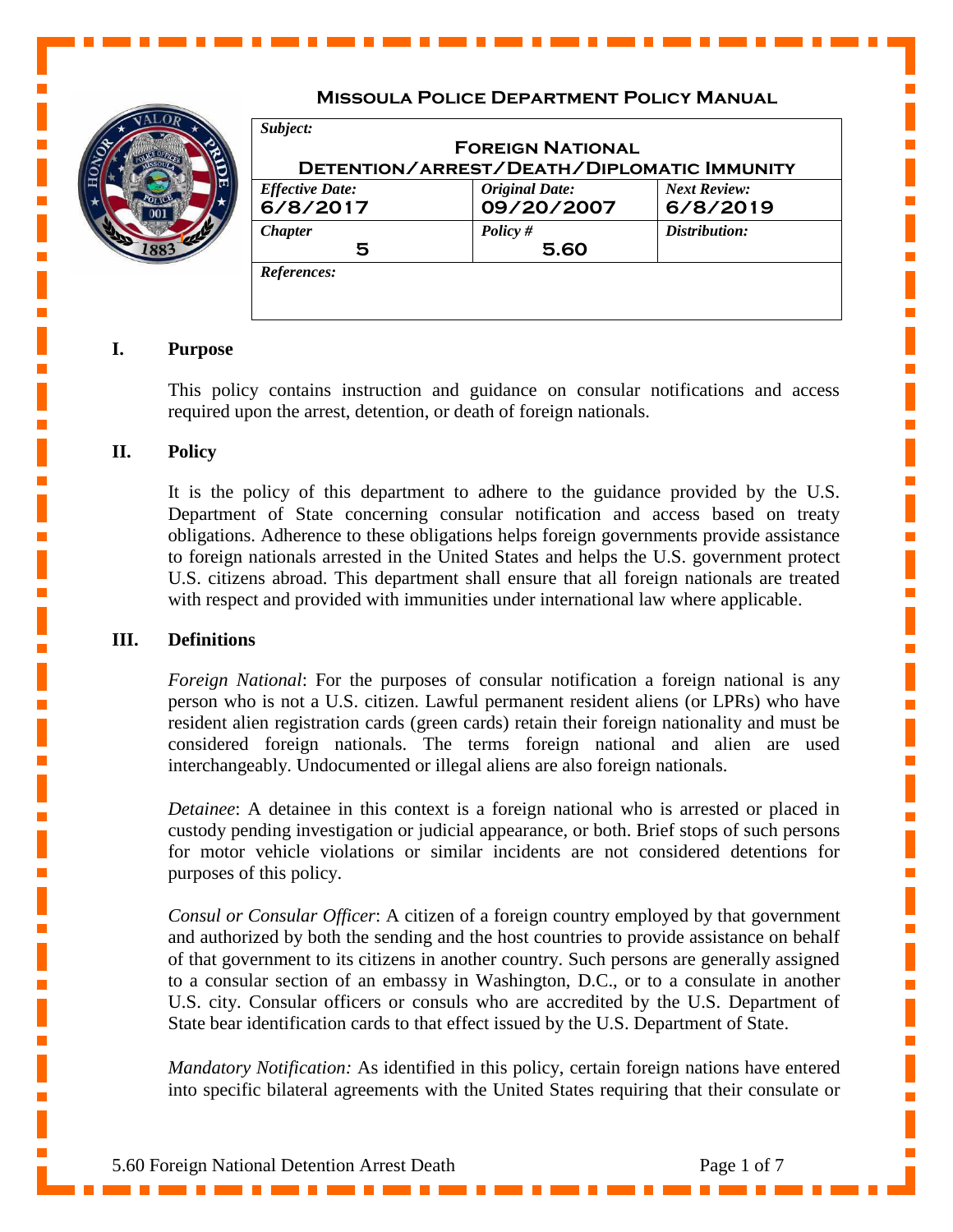# Missoula Police Department Policy Manual

| *Subject:* | | |
|---|---|---|
| **Foreign National Detention/Arrest/Death/Diplomatic Immunity** | | |
| *Effective Date:* 6/8/2017 | *Original Date:* 09/20/2007 | *Next Review:* 6/8/2019 |
| *Chapter* 5 | *Policy #* 5.60 | *Distribution:* |
| *References:* | | |

## I. Purpose

This policy contains instruction and guidance on consular notifications and access required upon the arrest, detention, or death of foreign nationals.

## II. Policy

It is the policy of this department to adhere to the guidance provided by the U.S. Department of State concerning consular notification and access based on treaty obligations. Adherence to these obligations helps foreign governments provide assistance to foreign nationals arrested in the United States and helps the U.S. government protect U.S. citizens abroad. This department shall ensure that all foreign nationals are treated with respect and provided with immunities under international law where applicable.

## III. Definitions

*Foreign National*: For the purposes of consular notification a foreign national is any person who is not a U.S. citizen. Lawful permanent resident aliens (or LPRs) who have resident alien registration cards (green cards) retain their foreign nationality and must be considered foreign nationals. The terms foreign national and alien are used interchangeably. Undocumented or illegal aliens are also foreign nationals.

*Detainee*: A detainee in this context is a foreign national who is arrested or placed in custody pending investigation or judicial appearance, or both. Brief stops of such persons for motor vehicle violations or similar incidents are not considered detentions for purposes of this policy.

*Consul or Consular Officer*: A citizen of a foreign country employed by that government and authorized by both the sending and the host countries to provide assistance on behalf of that government to its citizens in another country. Such persons are generally assigned to a consular section of an embassy in Washington, D.C., or to a consulate in another U.S. city. Consular officers or consuls who are accredited by the U.S. Department of State bear identification cards to that effect issued by the U.S. Department of State.

*Mandatory Notification:* As identified in this policy, certain foreign nations have entered into specific bilateral agreements with the United States requiring that their consulate or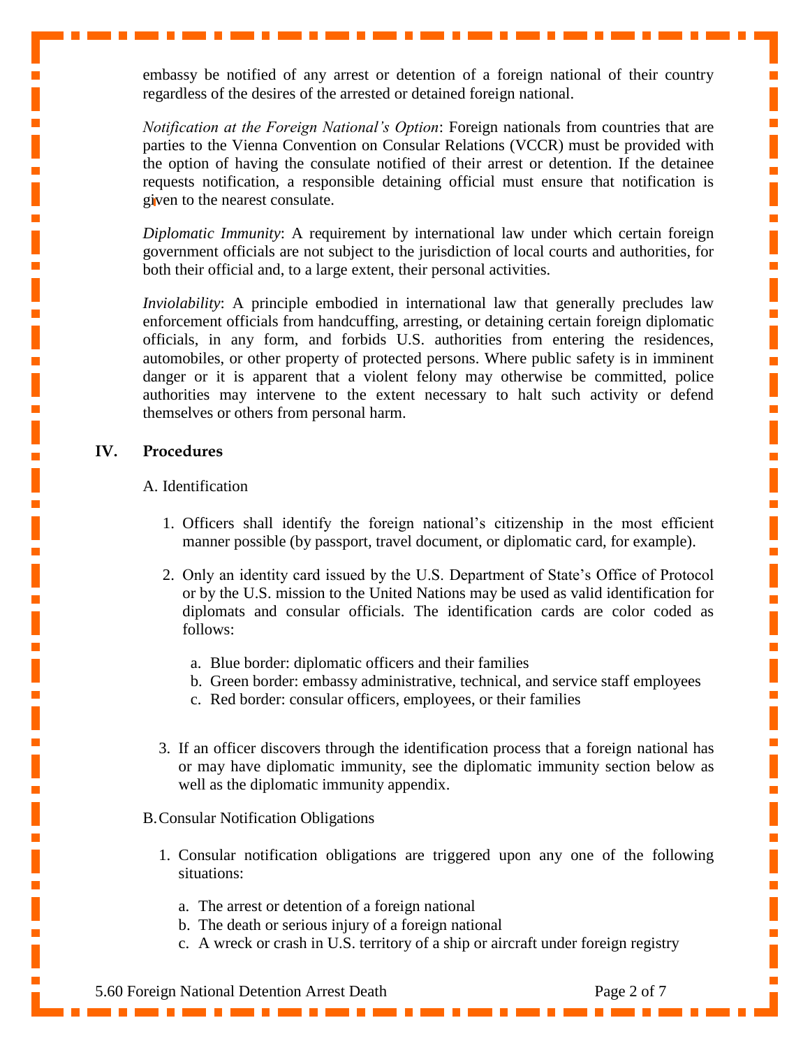embassy be notified of any arrest or detention of a foreign national of their country regardless of the desires of the arrested or detained foreign national.

*Notification at the Foreign National's Option*: Foreign nationals from countries that are parties to the Vienna Convention on Consular Relations (VCCR) must be provided with the option of having the consulate notified of their arrest or detention. If the detainee requests notification, a responsible detaining official must ensure that notification is given to the nearest consulate.

*Diplomatic Immunity*: A requirement by international law under which certain foreign government officials are not subject to the jurisdiction of local courts and authorities, for both their official and, to a large extent, their personal activities.

*Inviolability*: A principle embodied in international law that generally precludes law enforcement officials from handcuffing, arresting, or detaining certain foreign diplomatic officials, in any form, and forbids U.S. authorities from entering the residences, automobiles, or other property of protected persons. Where public safety is in imminent danger or it is apparent that a violent felony may otherwise be committed, police authorities may intervene to the extent necessary to halt such activity or defend themselves or others from personal harm.

## IV. Procedures

A. Identification

1. Officers shall identify the foreign national's citizenship in the most efficient manner possible (by passport, travel document, or diplomatic card, for example).

2. Only an identity card issued by the U.S. Department of State's Office of Protocol or by the U.S. mission to the United Nations may be used as valid identification for diplomats and consular officials. The identification cards are color coded as follows:

   a. Blue border: diplomatic officers and their families
   b. Green border: embassy administrative, technical, and service staff employees
   c. Red border: consular officers, employees, or their families

3. If an officer discovers through the identification process that a foreign national has or may have diplomatic immunity, see the diplomatic immunity section below as well as the diplomatic immunity appendix.

B. Consular Notification Obligations

1. Consular notification obligations are triggered upon any one of the following situations:

   a. The arrest or detention of a foreign national
   b. The death or serious injury of a foreign national
   c. A wreck or crash in U.S. territory of a ship or aircraft under foreign registry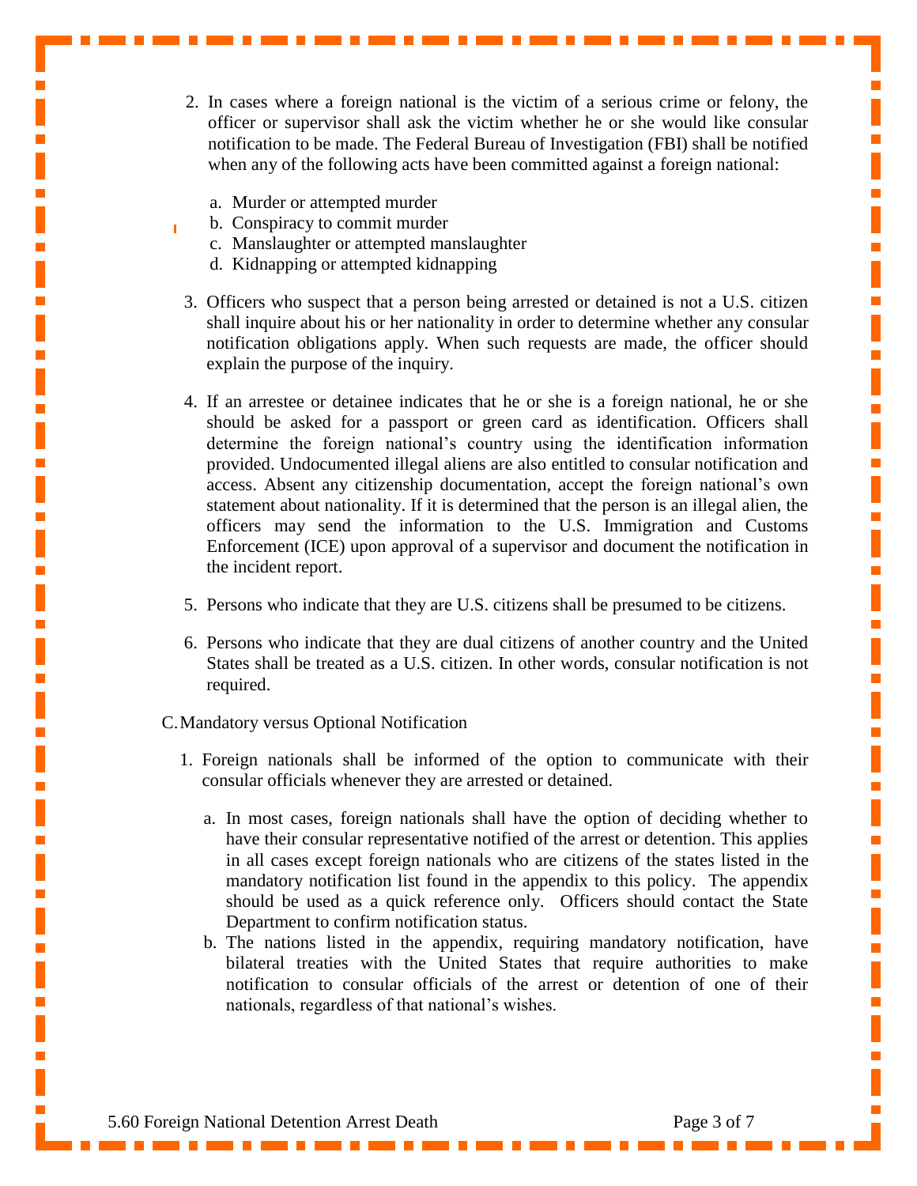2. In cases where a foreign national is the victim of a serious crime or felony, the officer or supervisor shall ask the victim whether he or she would like consular notification to be made. The Federal Bureau of Investigation (FBI) shall be notified when any of the following acts have been committed against a foreign national:

   a. Murder or attempted murder
   b. Conspiracy to commit murder
   c. Manslaughter or attempted manslaughter
   d. Kidnapping or attempted kidnapping

3. Officers who suspect that a person being arrested or detained is not a U.S. citizen shall inquire about his or her nationality in order to determine whether any consular notification obligations apply. When such requests are made, the officer should explain the purpose of the inquiry.

4. If an arrestee or detainee indicates that he or she is a foreign national, he or she should be asked for a passport or green card as identification. Officers shall determine the foreign national's country using the identification information provided. Undocumented illegal aliens are also entitled to consular notification and access. Absent any citizenship documentation, accept the foreign national's own statement about nationality. If it is determined that the person is an illegal alien, the officers may send the information to the U.S. Immigration and Customs Enforcement (ICE) upon approval of a supervisor and document the notification in the incident report.

5. Persons who indicate that they are U.S. citizens shall be presumed to be citizens.

6. Persons who indicate that they are dual citizens of another country and the United States shall be treated as a U.S. citizen. In other words, consular notification is not required.

C. Mandatory versus Optional Notification

1. Foreign nationals shall be informed of the option to communicate with their consular officials whenever they are arrested or detained.

   a. In most cases, foreign nationals shall have the option of deciding whether to have their consular representative notified of the arrest or detention. This applies in all cases except foreign nationals who are citizens of the states listed in the mandatory notification list found in the appendix to this policy. The appendix should be used as a quick reference only. Officers should contact the State Department to confirm notification status.
   b. The nations listed in the appendix, requiring mandatory notification, have bilateral treaties with the United States that require authorities to make notification to consular officials of the arrest or detention of one of their nationals, regardless of that national's wishes.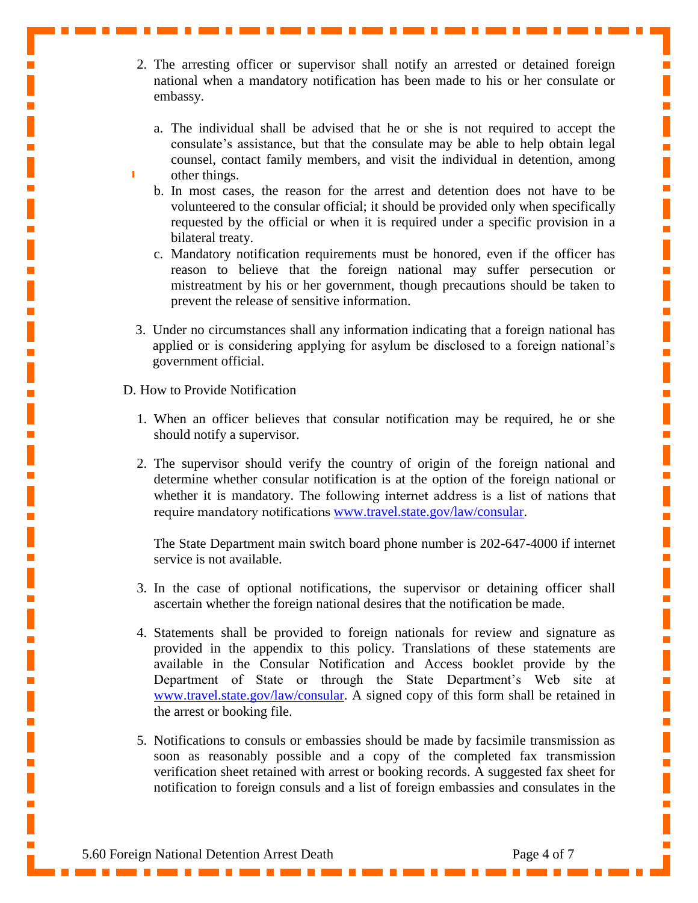2. The arresting officer or supervisor shall notify an arrested or detained foreign national when a mandatory notification has been made to his or her consulate or embassy.

   a. The individual shall be advised that he or she is not required to accept the consulate's assistance, but that the consulate may be able to help obtain legal counsel, contact family members, and visit the individual in detention, among other things.
   b. In most cases, the reason for the arrest and detention does not have to be volunteered to the consular official; it should be provided only when specifically requested by the official or when it is required under a specific provision in a bilateral treaty.
   c. Mandatory notification requirements must be honored, even if the officer has reason to believe that the foreign national may suffer persecution or mistreatment by his or her government, though precautions should be taken to prevent the release of sensitive information.

3. Under no circumstances shall any information indicating that a foreign national has applied or is considering applying for asylum be disclosed to a foreign national's government official.

D. How to Provide Notification

1. When an officer believes that consular notification may be required, he or she should notify a supervisor.

2. The supervisor should verify the country of origin of the foreign national and determine whether consular notification is at the option of the foreign national or whether it is mandatory. The following internet address is a list of nations that require mandatory notifications www.travel.state.gov/law/consular.

   The State Department main switch board phone number is 202-647-4000 if internet service is not available.

3. In the case of optional notifications, the supervisor or detaining officer shall ascertain whether the foreign national desires that the notification be made.

4. Statements shall be provided to foreign nationals for review and signature as provided in the appendix to this policy. Translations of these statements are available in the Consular Notification and Access booklet provide by the Department of State or through the State Department's Web site at www.travel.state.gov/law/consular. A signed copy of this form shall be retained in the arrest or booking file.

5. Notifications to consuls or embassies should be made by facsimile transmission as soon as reasonably possible and a copy of the completed fax transmission verification sheet retained with arrest or booking records. A suggested fax sheet for notification to foreign consuls and a list of foreign embassies and consulates in the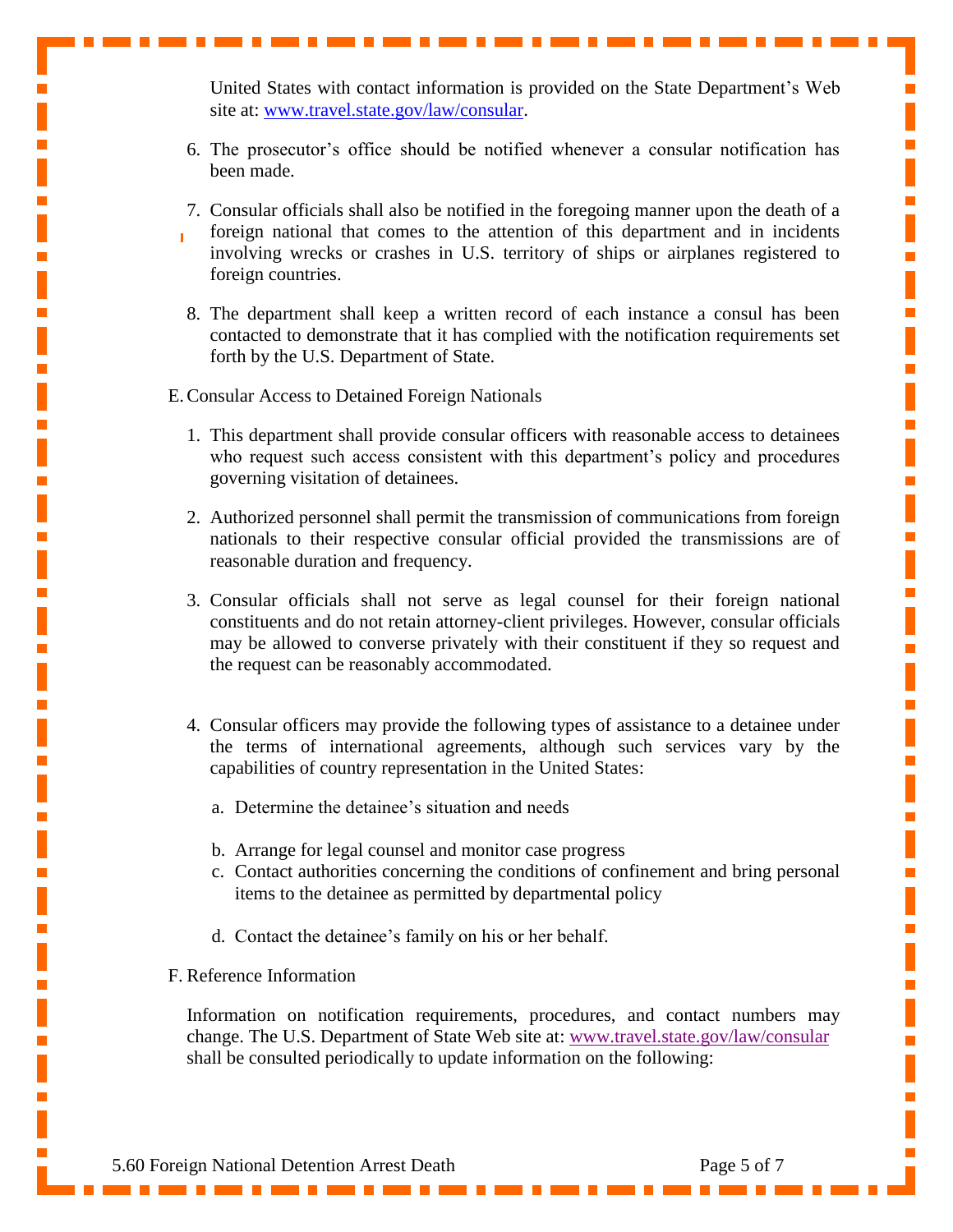United States with contact information is provided on the State Department's Web site at: www.travel.state.gov/law/consular.

6. The prosecutor's office should be notified whenever a consular notification has been made.

7. Consular officials shall also be notified in the foregoing manner upon the death of a foreign national that comes to the attention of this department and in incidents involving wrecks or crashes in U.S. territory of ships or airplanes registered to foreign countries.

8. The department shall keep a written record of each instance a consul has been contacted to demonstrate that it has complied with the notification requirements set forth by the U.S. Department of State.

E. Consular Access to Detained Foreign Nationals

1. This department shall provide consular officers with reasonable access to detainees who request such access consistent with this department's policy and procedures governing visitation of detainees.

2. Authorized personnel shall permit the transmission of communications from foreign nationals to their respective consular official provided the transmissions are of reasonable duration and frequency.

3. Consular officials shall not serve as legal counsel for their foreign national constituents and do not retain attorney-client privileges. However, consular officials may be allowed to converse privately with their constituent if they so request and the request can be reasonably accommodated.

4. Consular officers may provide the following types of assistance to a detainee under the terms of international agreements, although such services vary by the capabilities of country representation in the United States:

   a. Determine the detainee's situation and needs

   b. Arrange for legal counsel and monitor case progress

   c. Contact authorities concerning the conditions of confinement and bring personal items to the detainee as permitted by departmental policy

   d. Contact the detainee's family on his or her behalf.

F. Reference Information

Information on notification requirements, procedures, and contact numbers may change. The U.S. Department of State Web site at: www.travel.state.gov/law/consular shall be consulted periodically to update information on the following: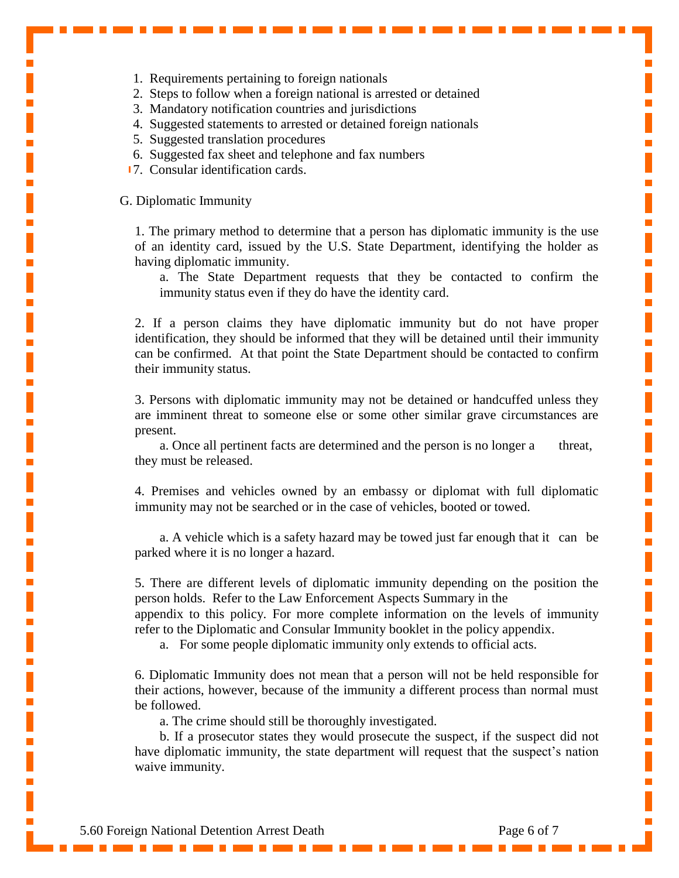1. Requirements pertaining to foreign nationals
2. Steps to follow when a foreign national is arrested or detained
3. Mandatory notification countries and jurisdictions
4. Suggested statements to arrested or detained foreign nationals
5. Suggested translation procedures
6. Suggested fax sheet and telephone and fax numbers
7. Consular identification cards.

G. Diplomatic Immunity

1. The primary method to determine that a person has diplomatic immunity is the use of an identity card, issued by the U.S. State Department, identifying the holder as having diplomatic immunity.

   a. The State Department requests that they be contacted to confirm the immunity status even if they do have the identity card.

2. If a person claims they have diplomatic immunity but do not have proper identification, they should be informed that they will be detained until their immunity can be confirmed. At that point the State Department should be contacted to confirm their immunity status.

3. Persons with diplomatic immunity may not be detained or handcuffed unless they are imminent threat to someone else or some other similar grave circumstances are present.

   a. Once all pertinent facts are determined and the person is no longer a threat, they must be released.

4. Premises and vehicles owned by an embassy or diplomat with full diplomatic immunity may not be searched or in the case of vehicles, booted or towed.

   a. A vehicle which is a safety hazard may be towed just far enough that it can be parked where it is no longer a hazard.

5. There are different levels of diplomatic immunity depending on the position the person holds. Refer to the Law Enforcement Aspects Summary in the appendix to this policy. For more complete information on the levels of immunity refer to the Diplomatic and Consular Immunity booklet in the policy appendix.

   a. For some people diplomatic immunity only extends to official acts.

6. Diplomatic Immunity does not mean that a person will not be held responsible for their actions, however, because of the immunity a different process than normal must be followed.

   a. The crime should still be thoroughly investigated.

   b. If a prosecutor states they would prosecute the suspect, if the suspect did not have diplomatic immunity, the state department will request that the suspect's nation waive immunity.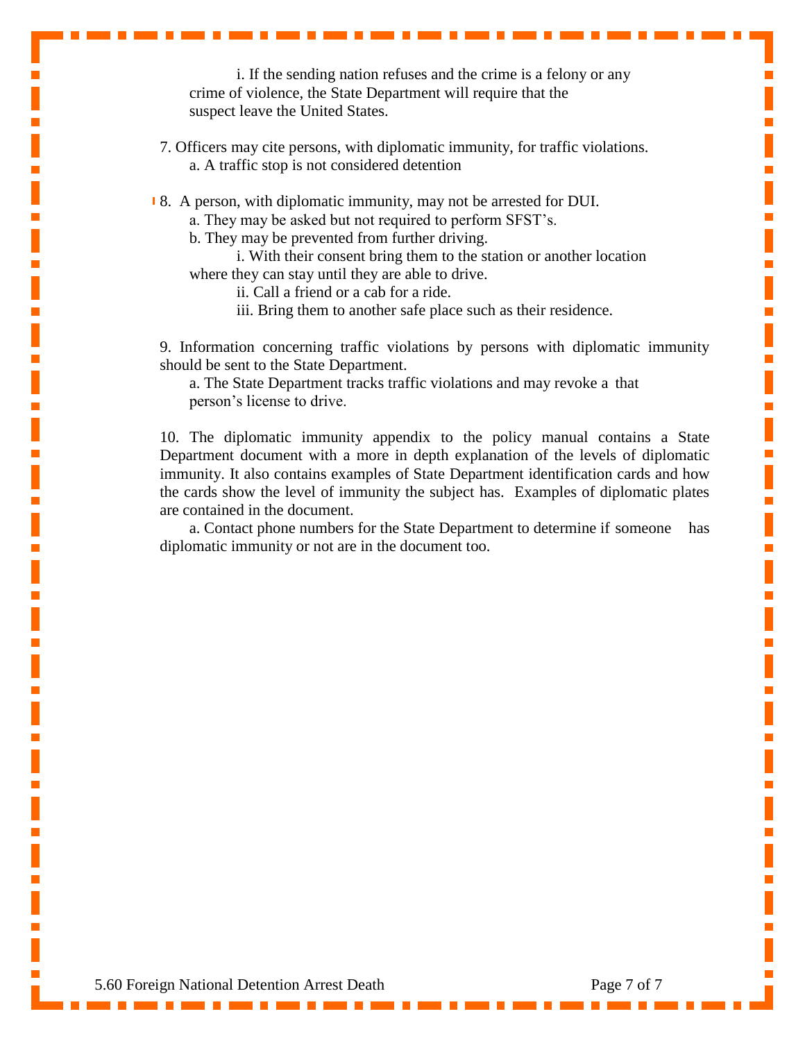i. If the sending nation refuses and the crime is a felony or any crime of violence, the State Department will require that the suspect leave the United States.

7. Officers may cite persons, with diplomatic immunity, for traffic violations.
   a. A traffic stop is not considered detention

8. A person, with diplomatic immunity, may not be arrested for DUI.
   a. They may be asked but not required to perform SFST's.
   b. They may be prevented from further driving.
      i. With their consent bring them to the station or another location where they can stay until they are able to drive.
      ii. Call a friend or a cab for a ride.
      iii. Bring them to another safe place such as their residence.

9. Information concerning traffic violations by persons with diplomatic immunity should be sent to the State Department.
   a. The State Department tracks traffic violations and may revoke a that person's license to drive.

10. The diplomatic immunity appendix to the policy manual contains a State Department document with a more in depth explanation of the levels of diplomatic immunity. It also contains examples of State Department identification cards and how the cards show the level of immunity the subject has. Examples of diplomatic plates are contained in the document.
   a. Contact phone numbers for the State Department to determine if someone has diplomatic immunity or not are in the document too.